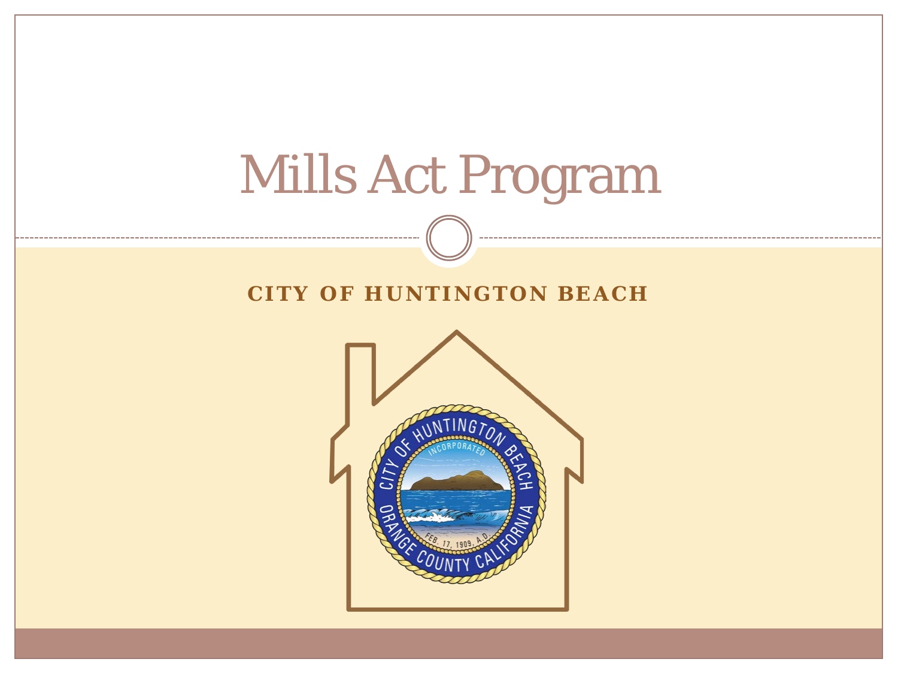# Mills Act Program

**CITY OF HUNTINGTON BEACH**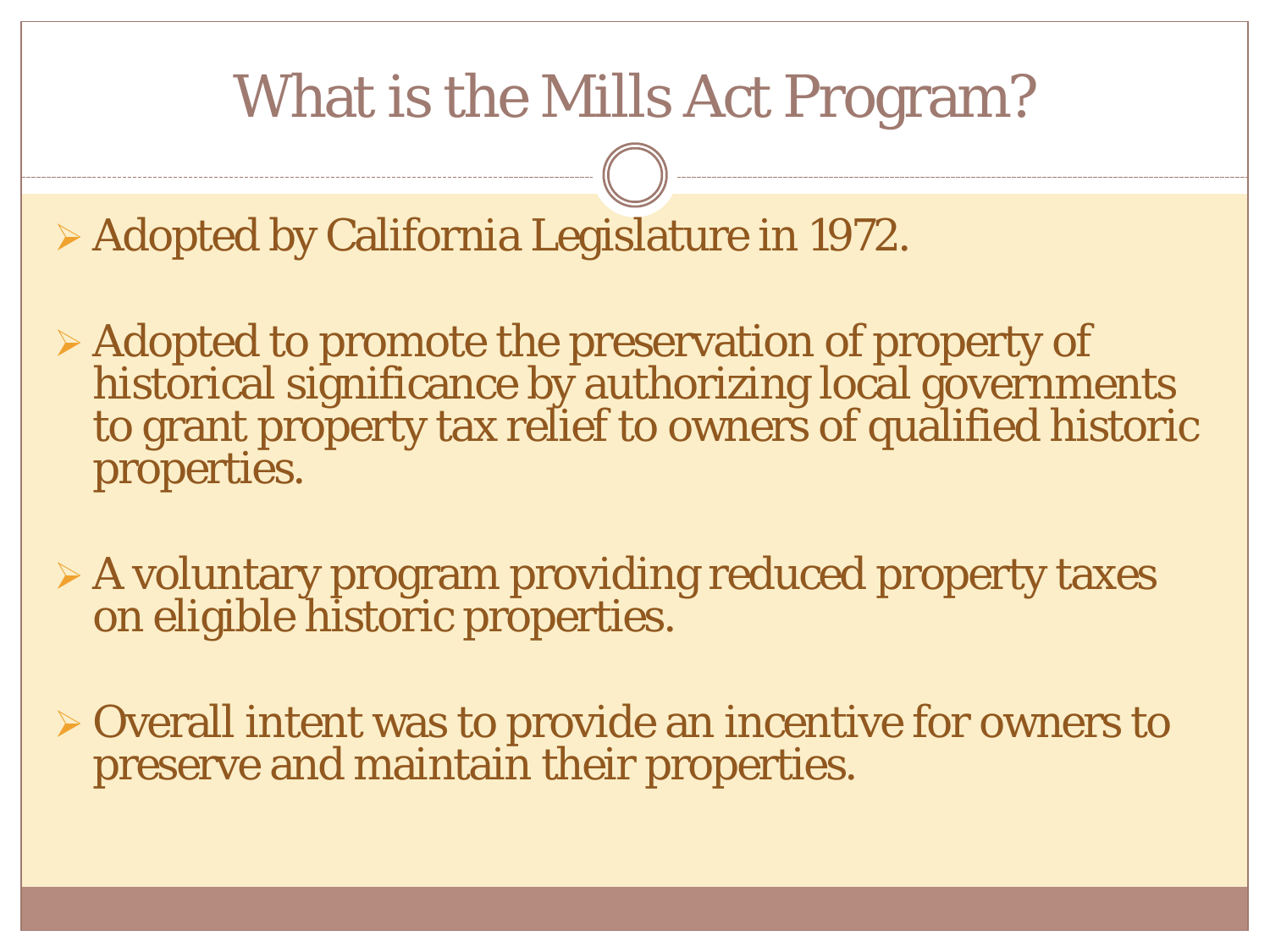# What is the Mills Act Program?

- Adopted by California Legislature in 1972.
- Adopted to promote the preservation of property of historical significance by authorizing local governments to grant property tax relief to owners of qualified historic properties.
- A voluntary program providing reduced property taxes on eligible historic properties.
- Overall intent was to provide an incentive for owners to preserve and maintain their properties.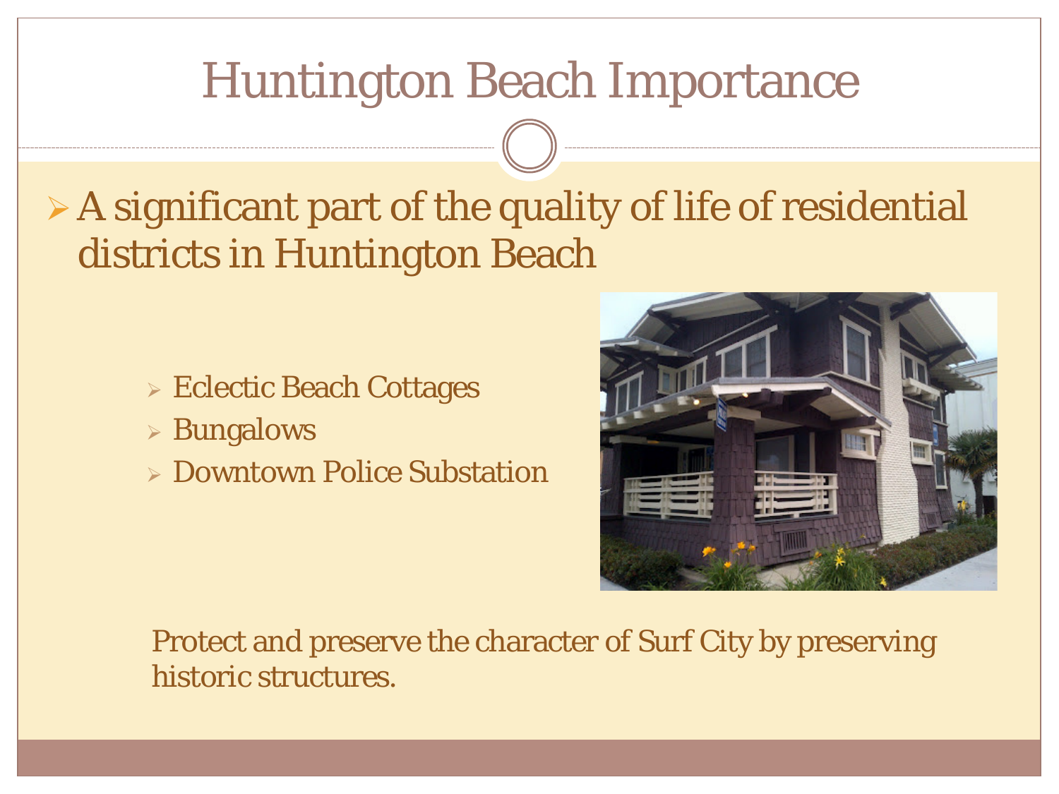# Huntington Beach Importance

- A significant part of the quality of life of residential districts in Huntington Beach
  - Eclectic Beach Cottages
  - Bungalows
  - Downtown Police Substation

Protect and preserve the character of Surf City by preserving historic structures.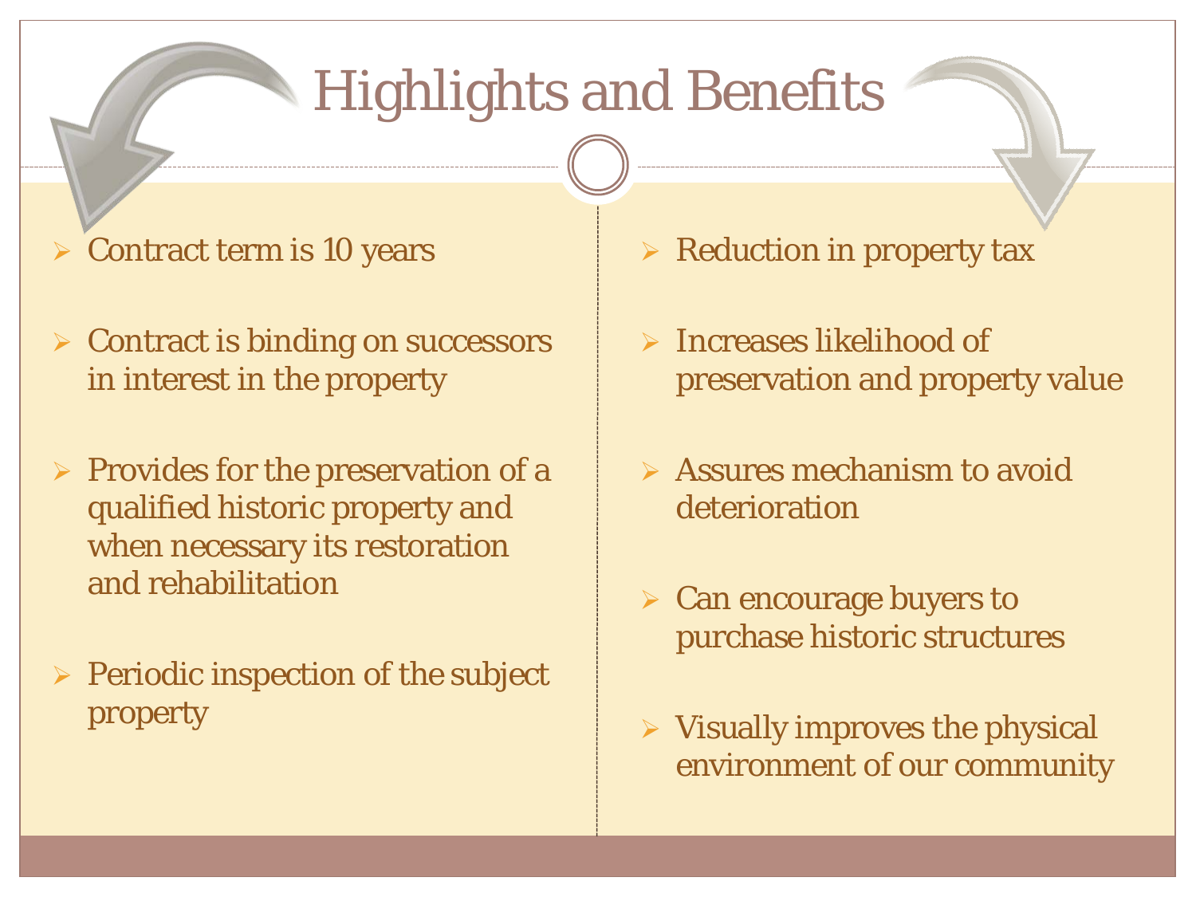# Highlights and Benefits

- Contract term is 10 years
- Contract is binding on successors in interest in the property
- Provides for the preservation of a qualified historic property and when necessary its restoration and rehabilitation
- Periodic inspection of the subject property

- Reduction in property tax
- Increases likelihood of preservation and property value
- Assures mechanism to avoid deterioration
- Can encourage buyers to purchase historic structures
- Visually improves the physical environment of our community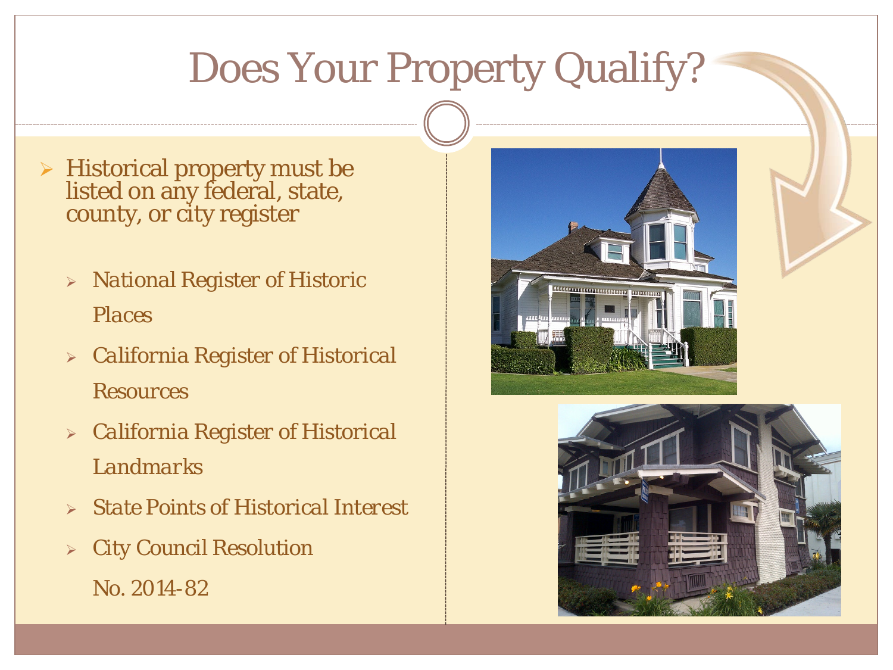# Does Your Property Qualify?

- Historical property must be listed on any federal, state, county, or city register
  - National Register of Historic Places
  - California Register of Historical Resources
  - California Register of Historical Landmarks
  - State Points of Historical Interest
  - City Council Resolution No. 2014-82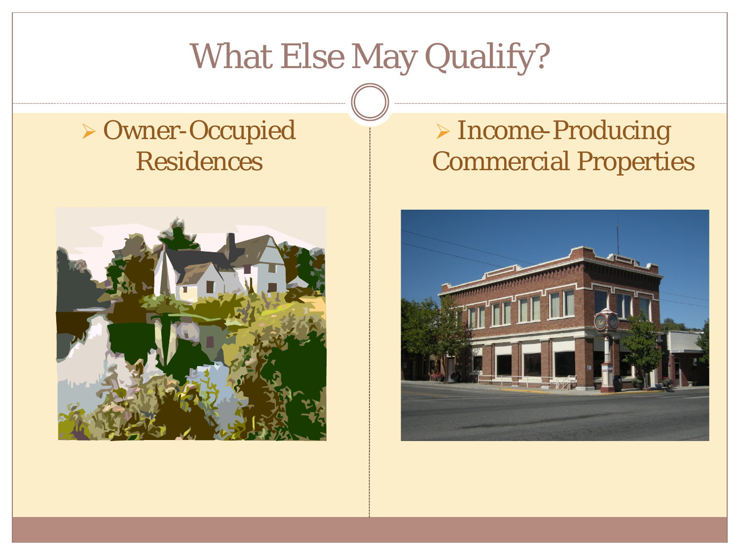# What Else May Qualify?

- Owner-Occupied Residences
- Income-Producing Commercial Properties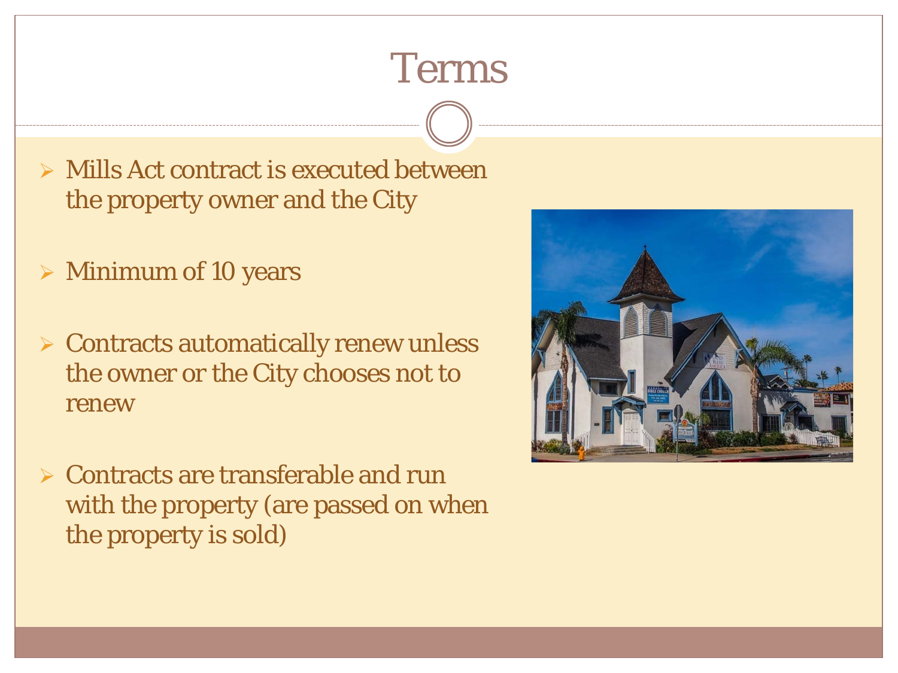# Terms

- Mills Act contract is executed between the property owner and the City
- Minimum of 10 years
- Contracts automatically renew unless the owner or the City chooses not to renew
- Contracts are transferable and run with the property (are passed on when the property is sold)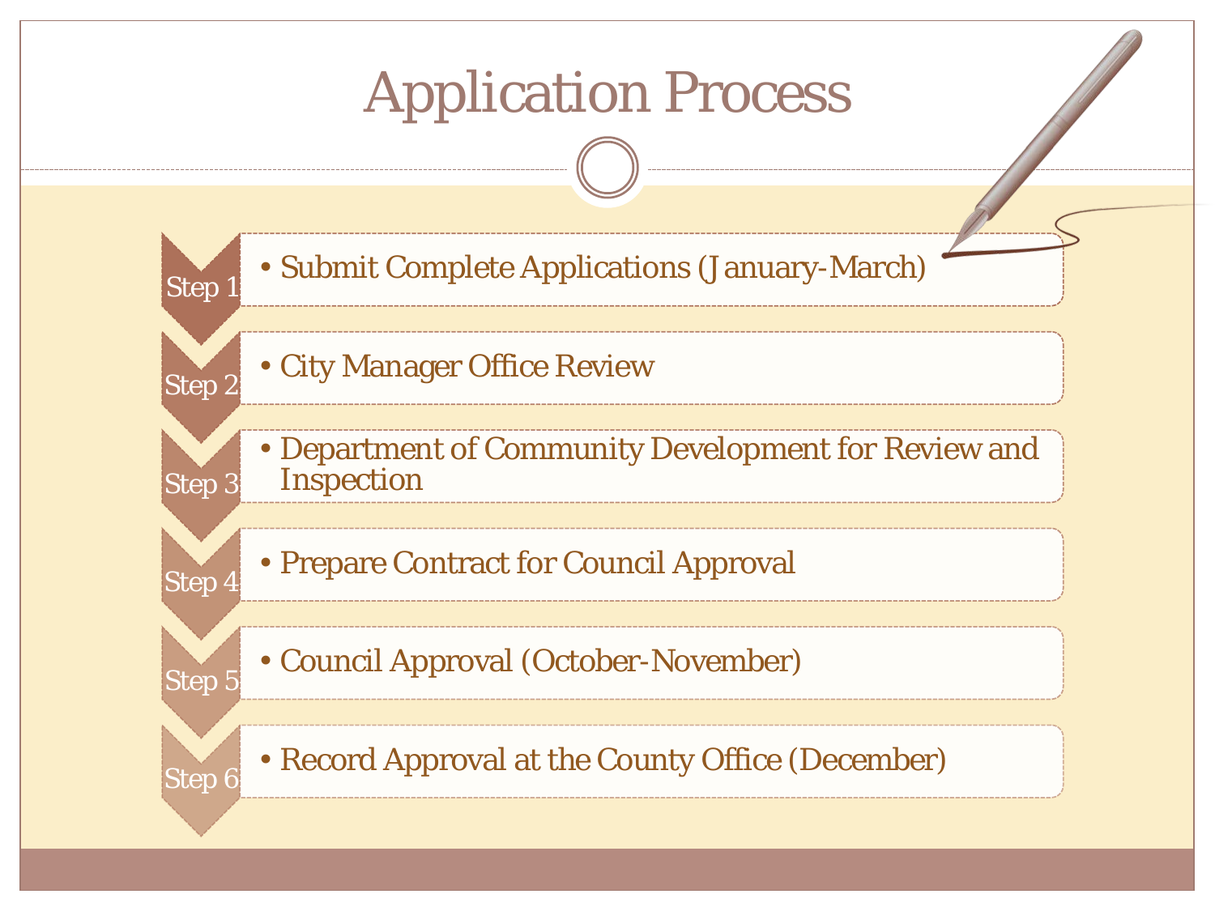# Application Process

- **Step 1** — Submit Complete Applications (January-March)
- **Step 2** — City Manager Office Review
- **Step 3** — Department of Community Development for Review and Inspection
- **Step 4** — Prepare Contract for Council Approval
- **Step 5** — Council Approval (October-November)
- **Step 6** — Record Approval at the County Office (December)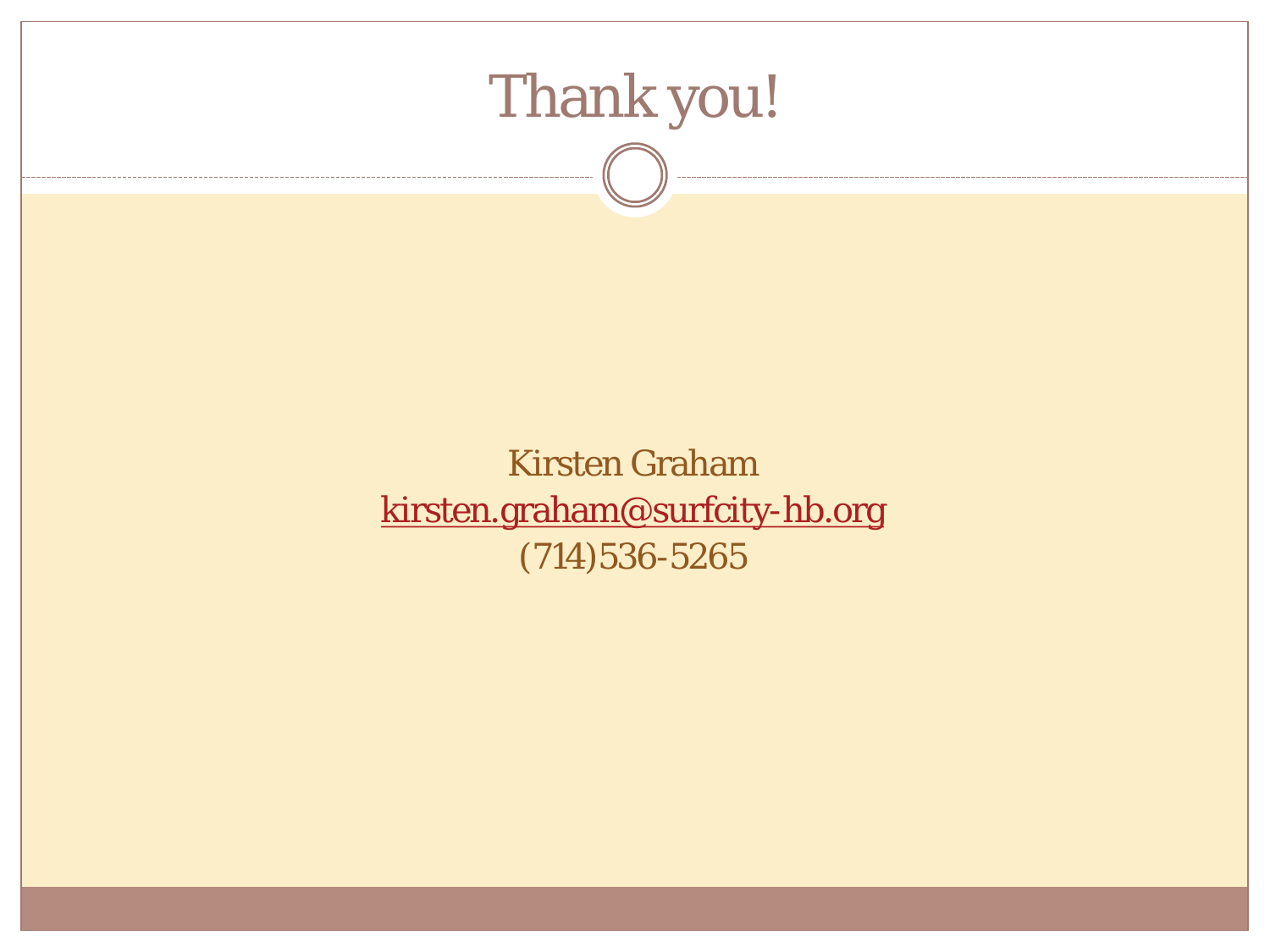# Thank you!

Kirsten Graham
kirsten.graham@surfcity-hb.org
(714)536-5265